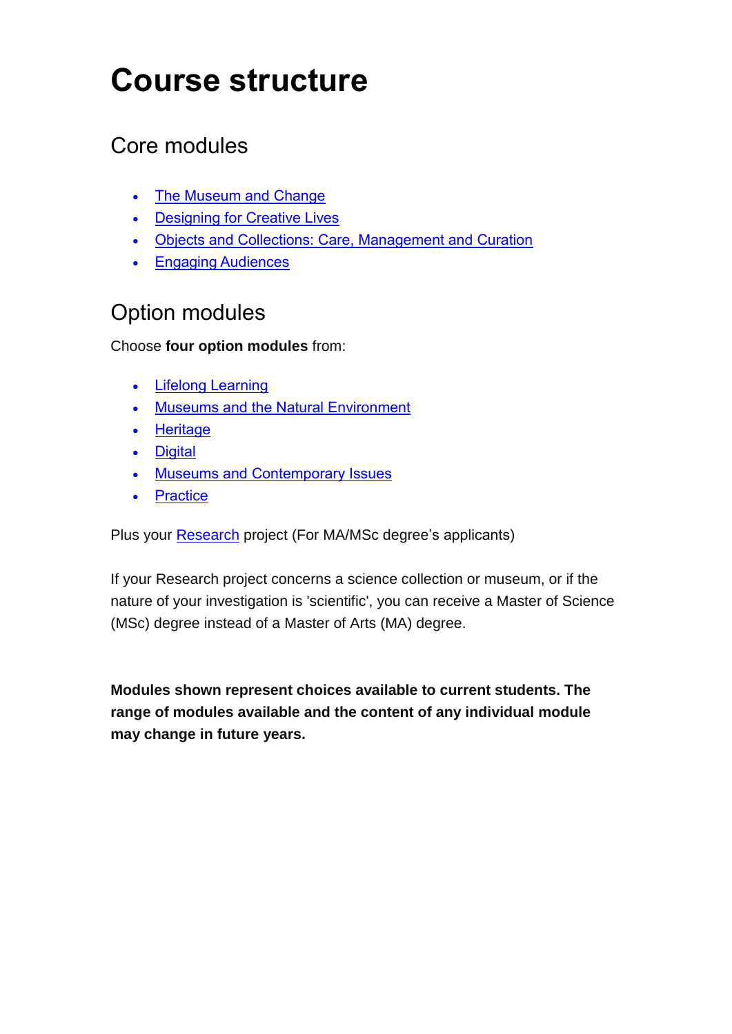# Course structure

## Core modules

- The Museum and Change
- Designing for Creative Lives
- Objects and Collections: Care, Management and Curation
- Engaging Audiences

## Option modules

Choose **four option modules** from:

- Lifelong Learning
- Museums and the Natural Environment
- Heritage
- Digital
- Museums and Contemporary Issues
- Practice

Plus your Research project (For MA/MSc degree's applicants)

If your Research project concerns a science collection or museum, or if the nature of your investigation is 'scientific', you can receive a Master of Science (MSc) degree instead of a Master of Arts (MA) degree.

**Modules shown represent choices available to current students. The range of modules available and the content of any individual module may change in future years.**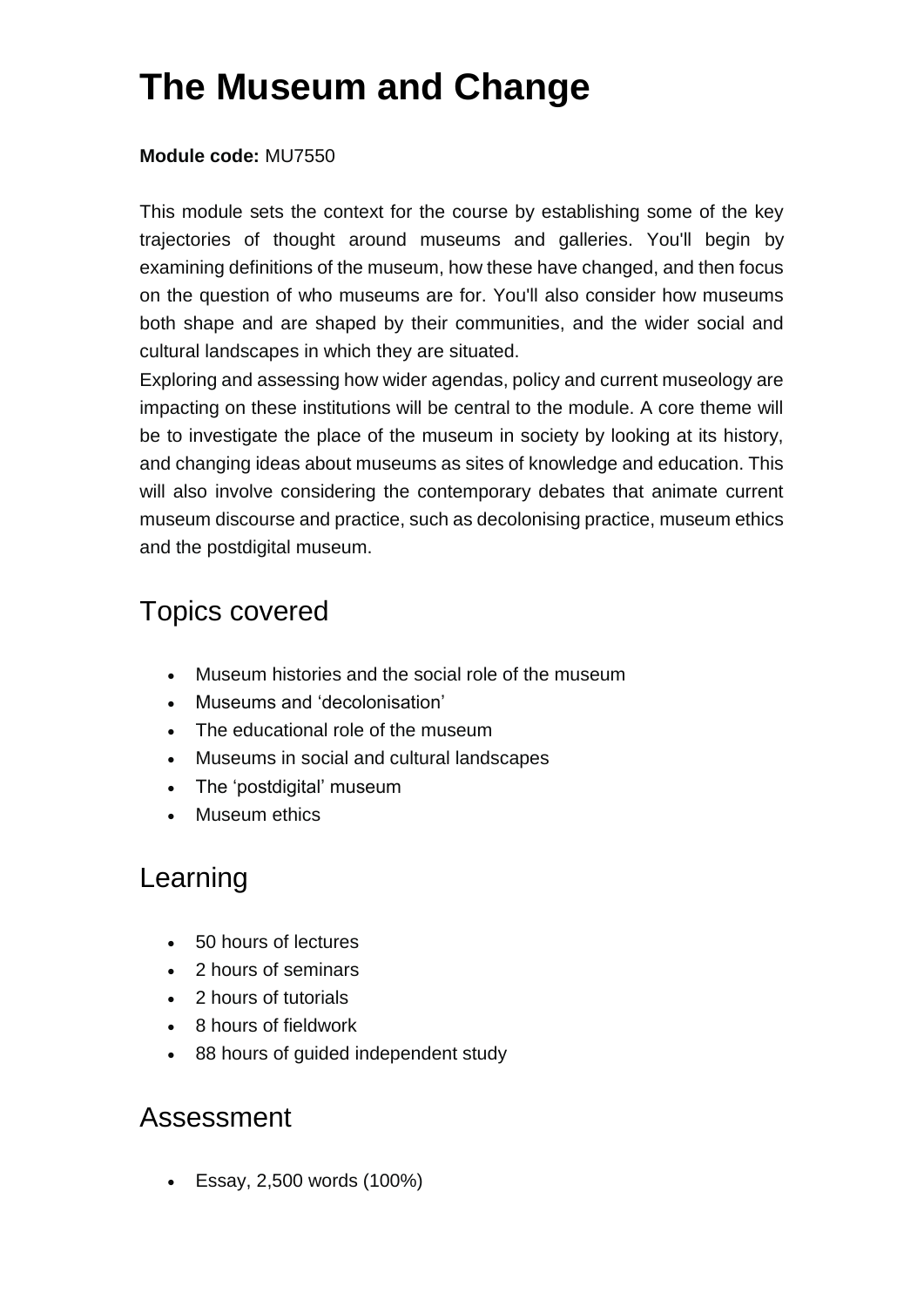# The Museum and Change

**Module code:** MU7550

This module sets the context for the course by establishing some of the key trajectories of thought around museums and galleries. You'll begin by examining definitions of the museum, how these have changed, and then focus on the question of who museums are for. You'll also consider how museums both shape and are shaped by their communities, and the wider social and cultural landscapes in which they are situated.

Exploring and assessing how wider agendas, policy and current museology are impacting on these institutions will be central to the module. A core theme will be to investigate the place of the museum in society by looking at its history, and changing ideas about museums as sites of knowledge and education. This will also involve considering the contemporary debates that animate current museum discourse and practice, such as decolonising practice, museum ethics and the postdigital museum.

## Topics covered

- Museum histories and the social role of the museum
- Museums and 'decolonisation'
- The educational role of the museum
- Museums in social and cultural landscapes
- The 'postdigital' museum
- Museum ethics

## Learning

- 50 hours of lectures
- 2 hours of seminars
- 2 hours of tutorials
- 8 hours of fieldwork
- 88 hours of guided independent study

## Assessment

- Essay, 2,500 words (100%)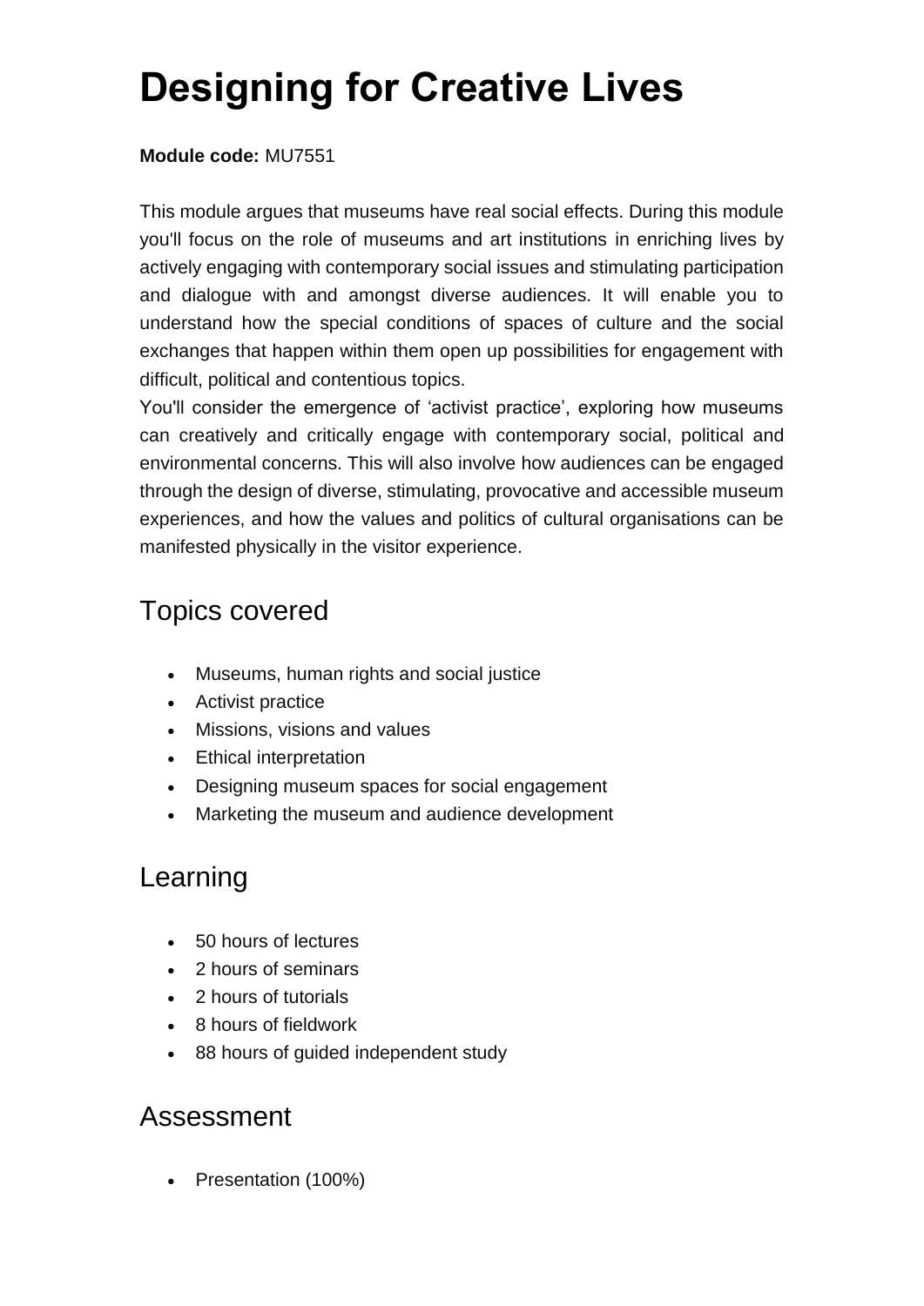# Designing for Creative Lives

**Module code:** MU7551

This module argues that museums have real social effects. During this module you'll focus on the role of museums and art institutions in enriching lives by actively engaging with contemporary social issues and stimulating participation and dialogue with and amongst diverse audiences. It will enable you to understand how the special conditions of spaces of culture and the social exchanges that happen within them open up possibilities for engagement with difficult, political and contentious topics.

You'll consider the emergence of 'activist practice', exploring how museums can creatively and critically engage with contemporary social, political and environmental concerns. This will also involve how audiences can be engaged through the design of diverse, stimulating, provocative and accessible museum experiences, and how the values and politics of cultural organisations can be manifested physically in the visitor experience.

## Topics covered

- Museums, human rights and social justice
- Activist practice
- Missions, visions and values
- Ethical interpretation
- Designing museum spaces for social engagement
- Marketing the museum and audience development

## Learning

- 50 hours of lectures
- 2 hours of seminars
- 2 hours of tutorials
- 8 hours of fieldwork
- 88 hours of guided independent study

## Assessment

- Presentation (100%)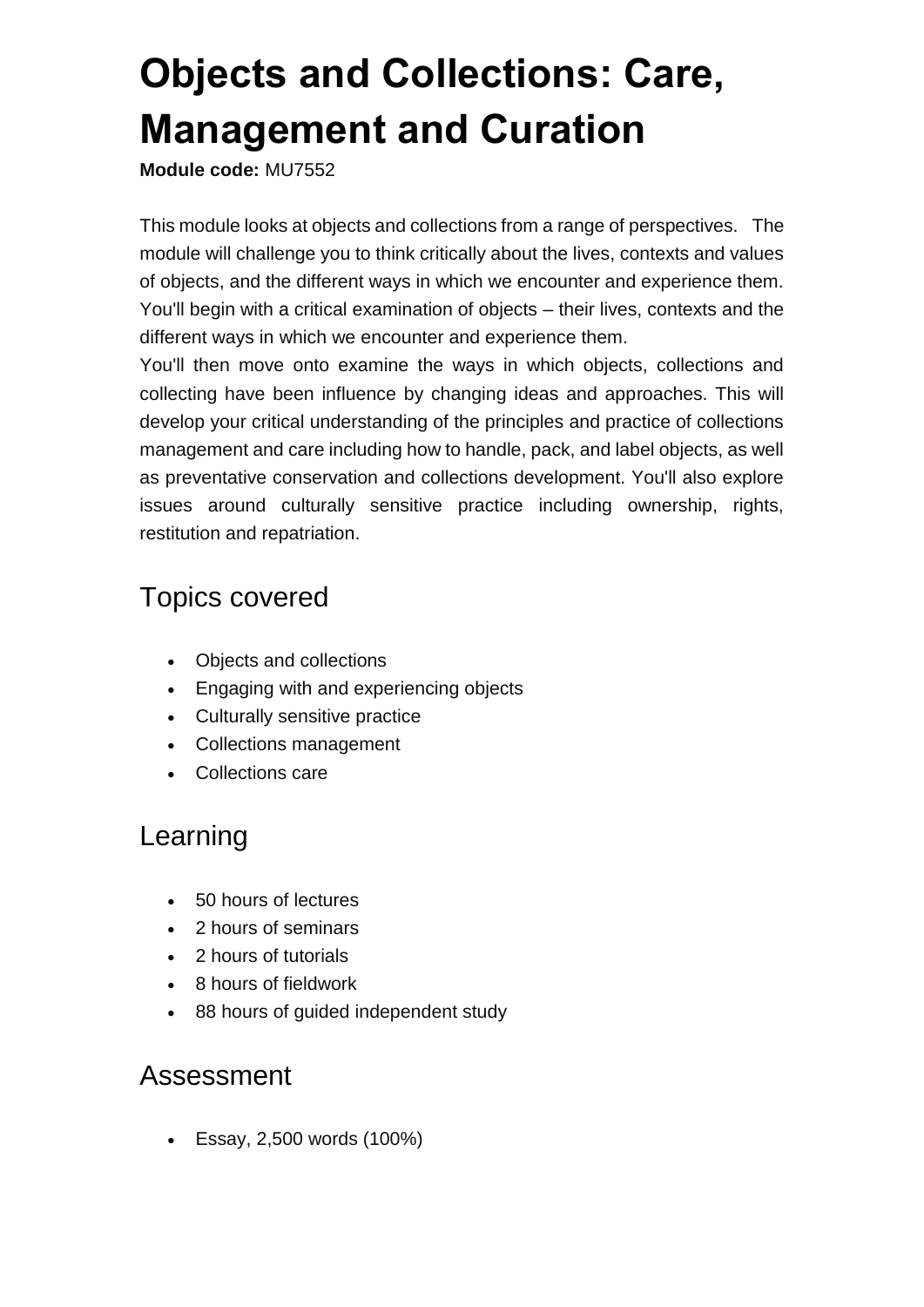# Objects and Collections: Care, Management and Curation

**Module code:** MU7552

This module looks at objects and collections from a range of perspectives. The module will challenge you to think critically about the lives, contexts and values of objects, and the different ways in which we encounter and experience them. You'll begin with a critical examination of objects – their lives, contexts and the different ways in which we encounter and experience them.

You'll then move onto examine the ways in which objects, collections and collecting have been influence by changing ideas and approaches. This will develop your critical understanding of the principles and practice of collections management and care including how to handle, pack, and label objects, as well as preventative conservation and collections development. You'll also explore issues around culturally sensitive practice including ownership, rights, restitution and repatriation.

## Topics covered

- Objects and collections
- Engaging with and experiencing objects
- Culturally sensitive practice
- Collections management
- Collections care

## Learning

- 50 hours of lectures
- 2 hours of seminars
- 2 hours of tutorials
- 8 hours of fieldwork
- 88 hours of guided independent study

## Assessment

- Essay, 2,500 words (100%)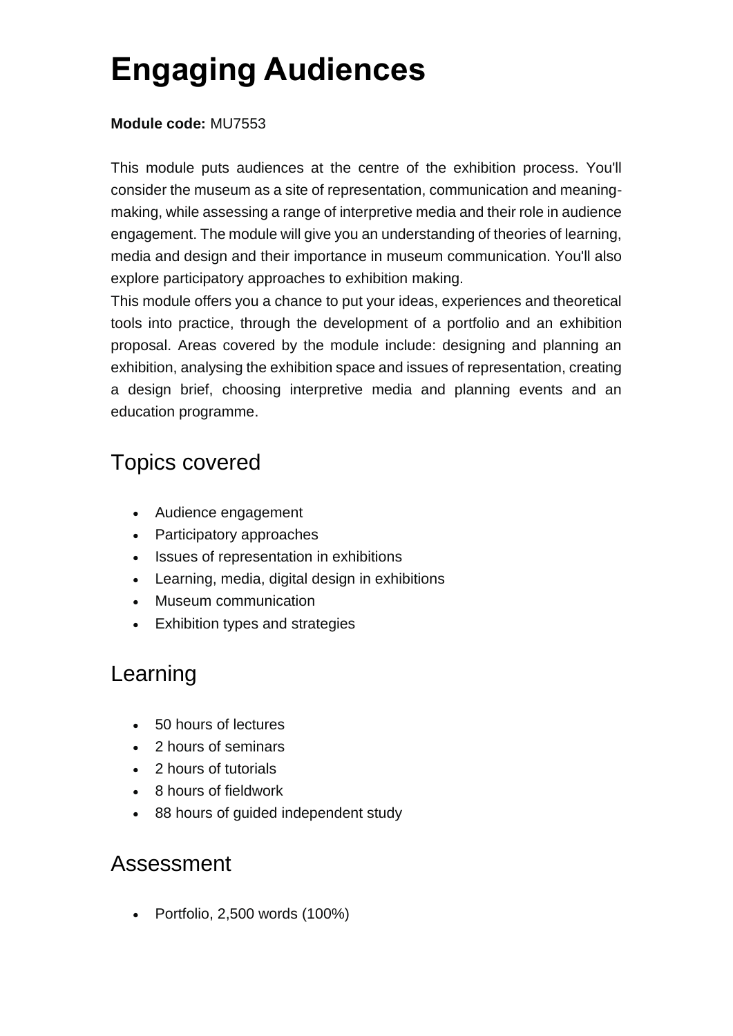# Engaging Audiences

**Module code:** MU7553

This module puts audiences at the centre of the exhibition process. You'll consider the museum as a site of representation, communication and meaning-making, while assessing a range of interpretive media and their role in audience engagement. The module will give you an understanding of theories of learning, media and design and their importance in museum communication. You'll also explore participatory approaches to exhibition making.

This module offers you a chance to put your ideas, experiences and theoretical tools into practice, through the development of a portfolio and an exhibition proposal. Areas covered by the module include: designing and planning an exhibition, analysing the exhibition space and issues of representation, creating a design brief, choosing interpretive media and planning events and an education programme.

## Topics covered

- Audience engagement
- Participatory approaches
- Issues of representation in exhibitions
- Learning, media, digital design in exhibitions
- Museum communication
- Exhibition types and strategies

## Learning

- 50 hours of lectures
- 2 hours of seminars
- 2 hours of tutorials
- 8 hours of fieldwork
- 88 hours of guided independent study

## Assessment

- Portfolio, 2,500 words (100%)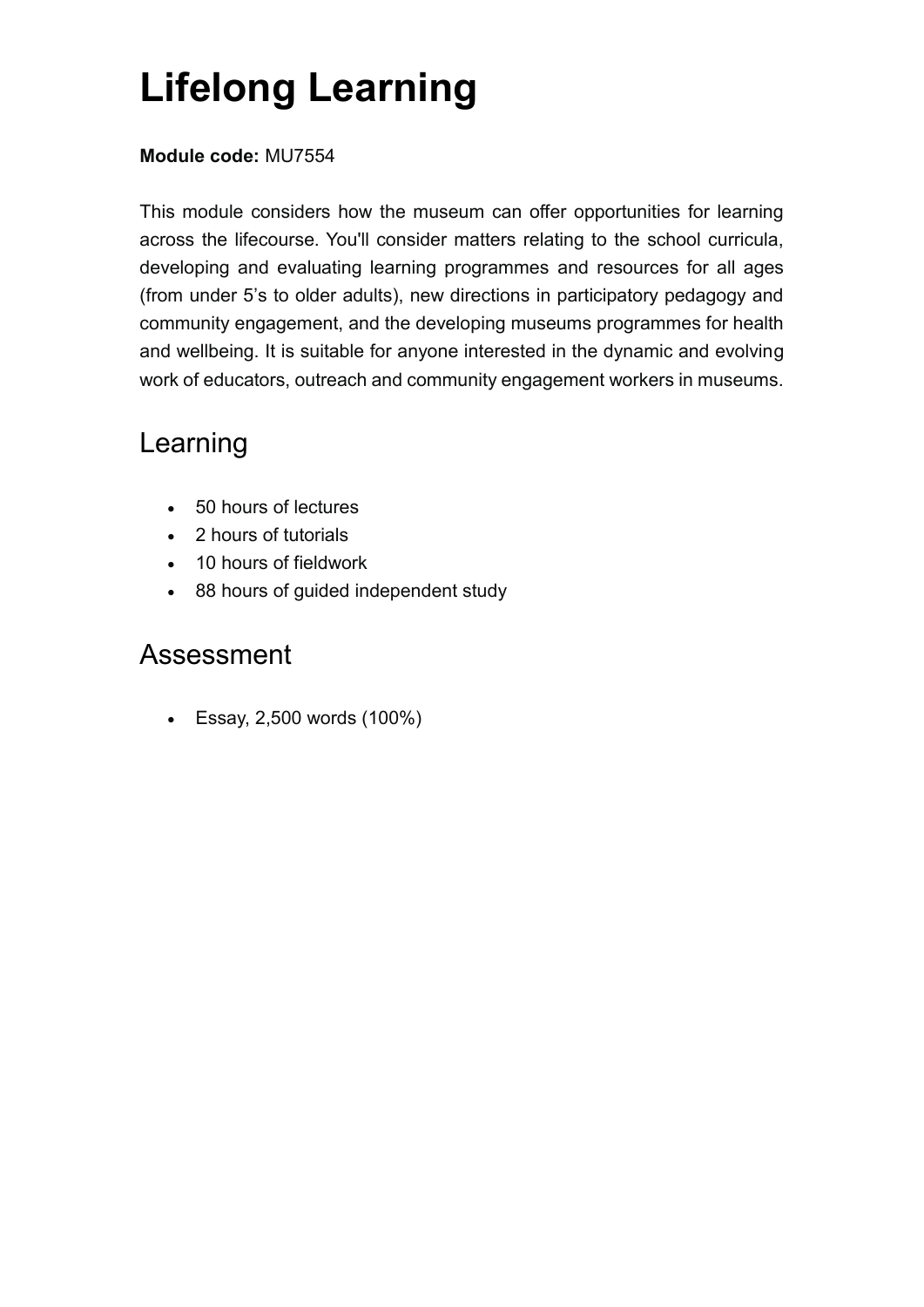# Lifelong Learning

**Module code:** MU7554

This module considers how the museum can offer opportunities for learning across the lifecourse. You'll consider matters relating to the school curricula, developing and evaluating learning programmes and resources for all ages (from under 5's to older adults), new directions in participatory pedagogy and community engagement, and the developing museums programmes for health and wellbeing. It is suitable for anyone interested in the dynamic and evolving work of educators, outreach and community engagement workers in museums.

## Learning

- 50 hours of lectures
- 2 hours of tutorials
- 10 hours of fieldwork
- 88 hours of guided independent study

## Assessment

- Essay, 2,500 words (100%)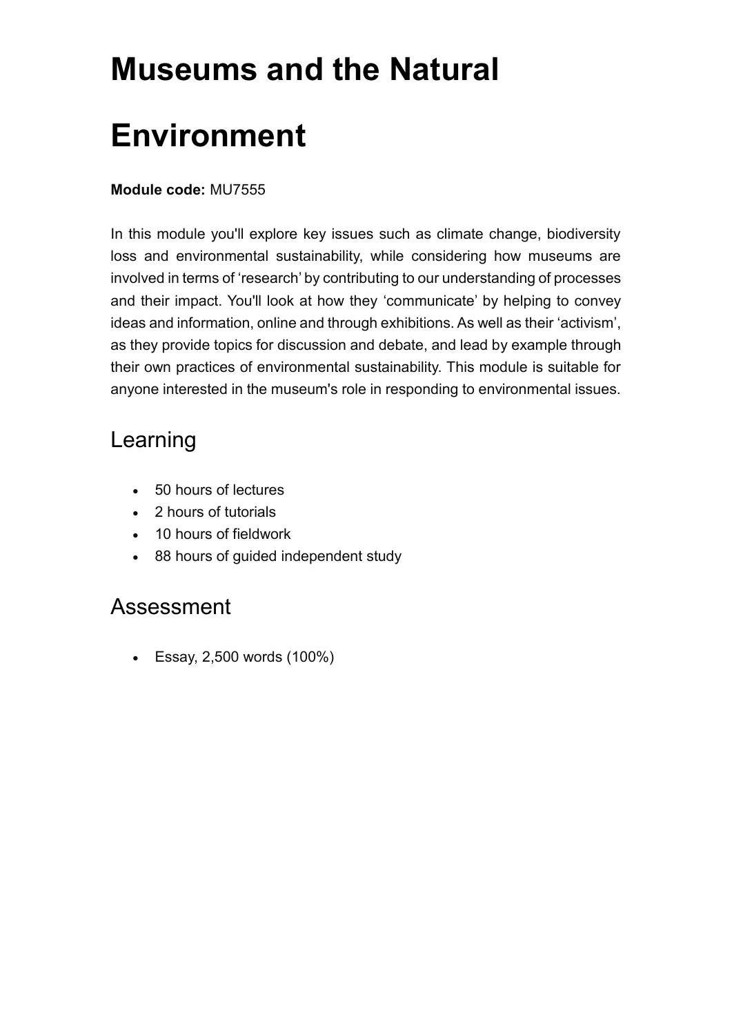# Museums and the Natural Environment

**Module code:** MU7555

In this module you'll explore key issues such as climate change, biodiversity loss and environmental sustainability, while considering how museums are involved in terms of 'research' by contributing to our understanding of processes and their impact. You'll look at how they 'communicate' by helping to convey ideas and information, online and through exhibitions. As well as their 'activism', as they provide topics for discussion and debate, and lead by example through their own practices of environmental sustainability. This module is suitable for anyone interested in the museum's role in responding to environmental issues.

## Learning

- 50 hours of lectures
- 2 hours of tutorials
- 10 hours of fieldwork
- 88 hours of guided independent study

## Assessment

- Essay, 2,500 words (100%)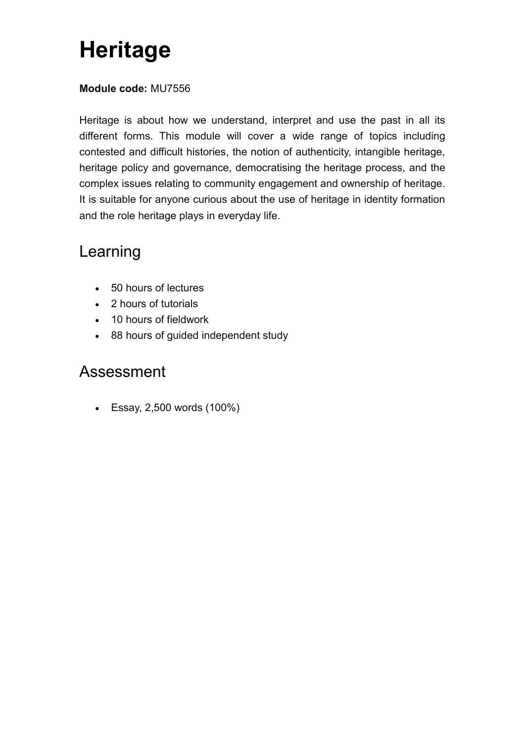# Heritage

**Module code:** MU7556

Heritage is about how we understand, interpret and use the past in all its different forms. This module will cover a wide range of topics including contested and difficult histories, the notion of authenticity, intangible heritage, heritage policy and governance, democratising the heritage process, and the complex issues relating to community engagement and ownership of heritage. It is suitable for anyone curious about the use of heritage in identity formation and the role heritage plays in everyday life.

## Learning

- 50 hours of lectures
- 2 hours of tutorials
- 10 hours of fieldwork
- 88 hours of guided independent study

## Assessment

- Essay, 2,500 words (100%)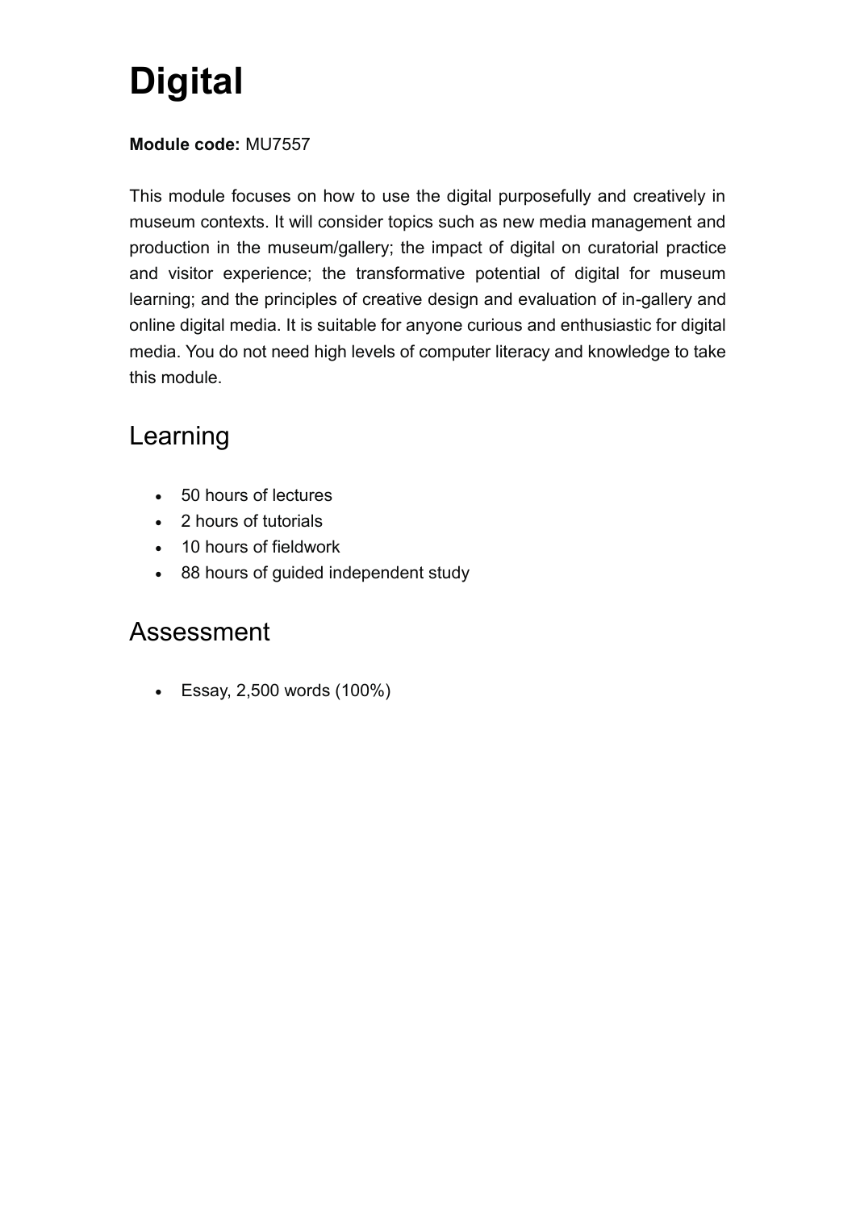# Digital

**Module code:** MU7557

This module focuses on how to use the digital purposefully and creatively in museum contexts. It will consider topics such as new media management and production in the museum/gallery; the impact of digital on curatorial practice and visitor experience; the transformative potential of digital for museum learning; and the principles of creative design and evaluation of in-gallery and online digital media. It is suitable for anyone curious and enthusiastic for digital media. You do not need high levels of computer literacy and knowledge to take this module.

## Learning

- 50 hours of lectures
- 2 hours of tutorials
- 10 hours of fieldwork
- 88 hours of guided independent study

## Assessment

- Essay, 2,500 words (100%)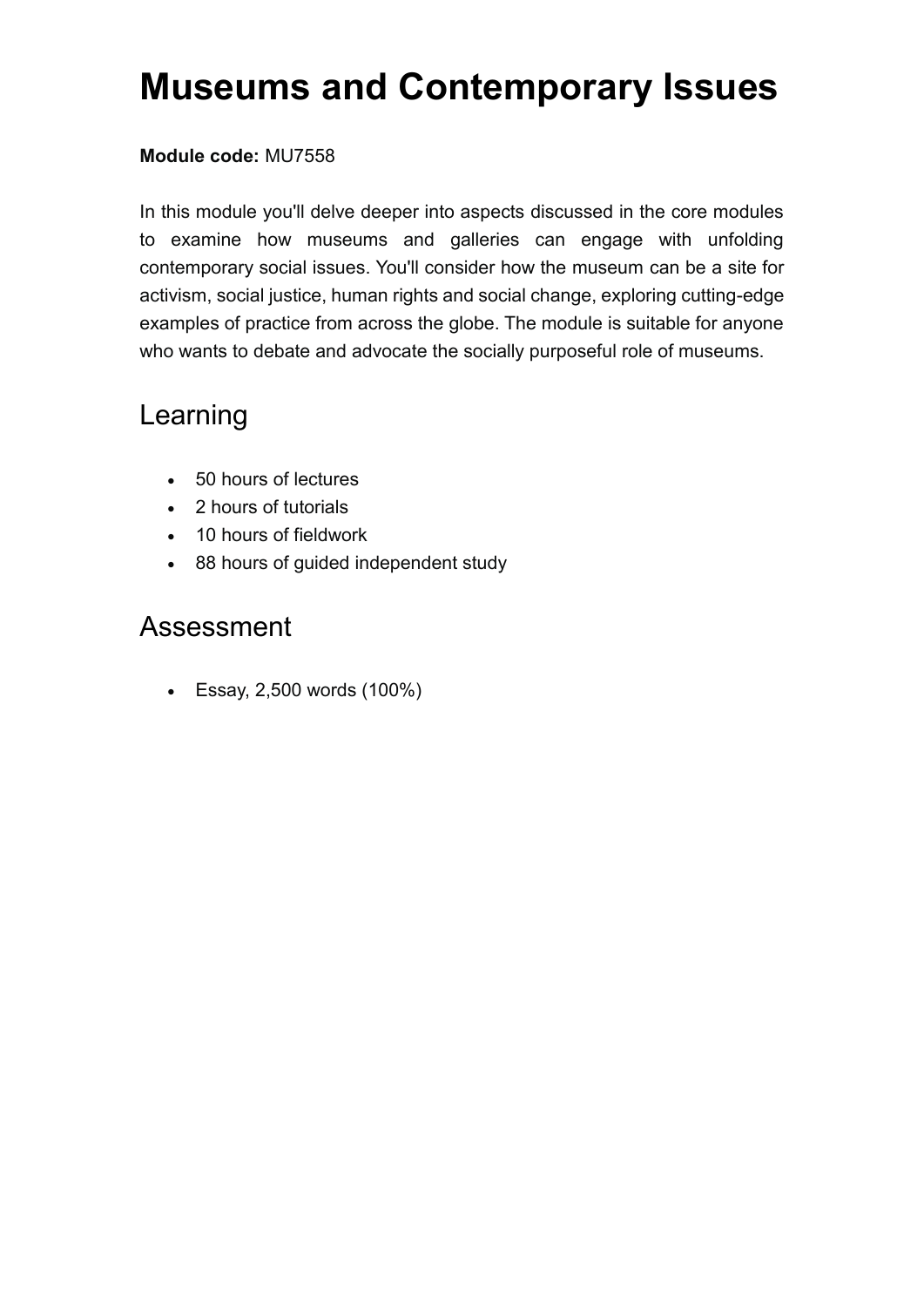# Museums and Contemporary Issues

**Module code:** MU7558

In this module you'll delve deeper into aspects discussed in the core modules to examine how museums and galleries can engage with unfolding contemporary social issues. You'll consider how the museum can be a site for activism, social justice, human rights and social change, exploring cutting-edge examples of practice from across the globe. The module is suitable for anyone who wants to debate and advocate the socially purposeful role of museums.

## Learning

- 50 hours of lectures
- 2 hours of tutorials
- 10 hours of fieldwork
- 88 hours of guided independent study

## Assessment

- Essay, 2,500 words (100%)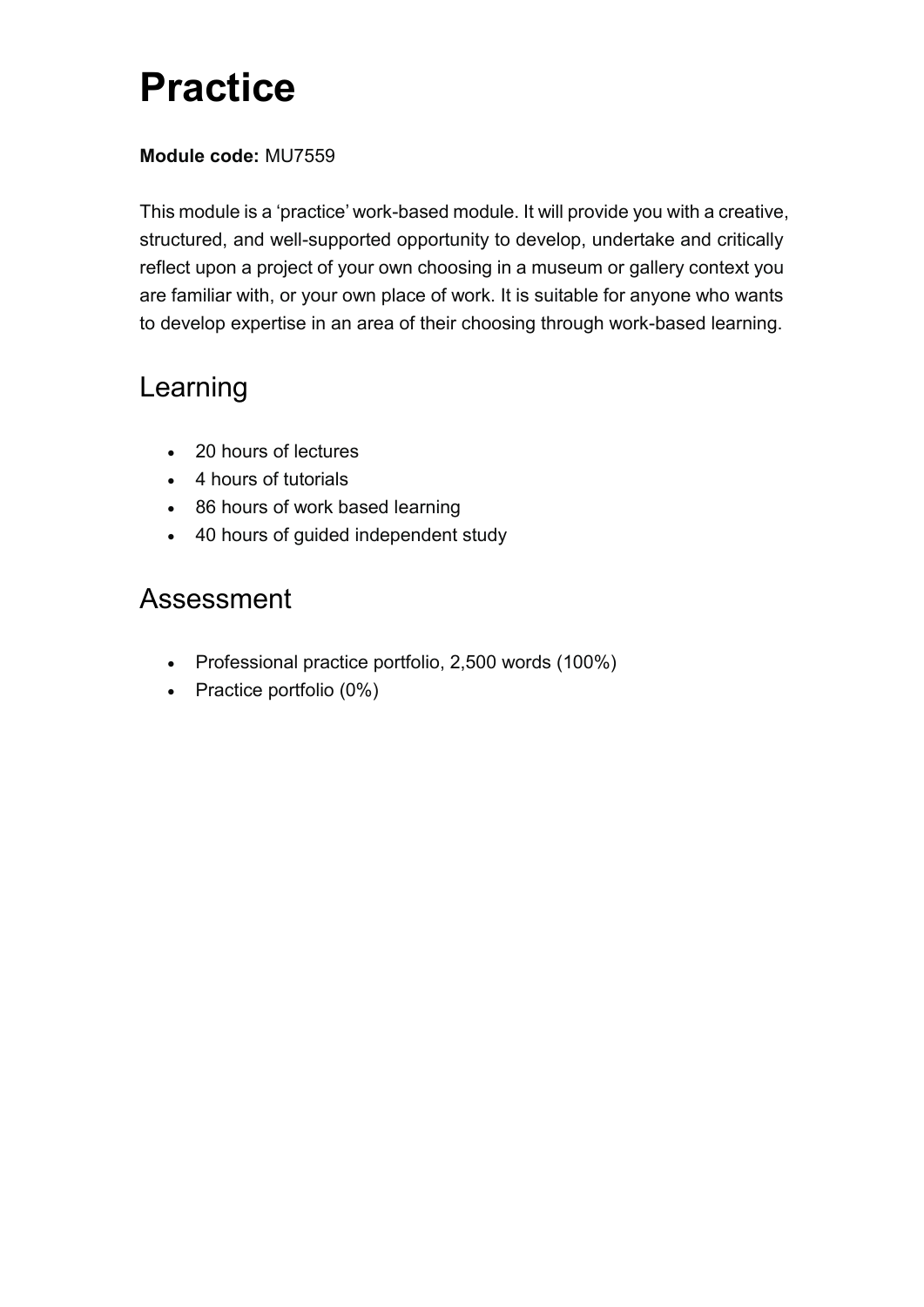# Practice

**Module code:** MU7559

This module is a ‘practice’ work-based module. It will provide you with a creative, structured, and well-supported opportunity to develop, undertake and critically reflect upon a project of your own choosing in a museum or gallery context you are familiar with, or your own place of work. It is suitable for anyone who wants to develop expertise in an area of their choosing through work-based learning.

## Learning

- 20 hours of lectures
- 4 hours of tutorials
- 86 hours of work based learning
- 40 hours of guided independent study

## Assessment

- Professional practice portfolio, 2,500 words (100%)
- Practice portfolio (0%)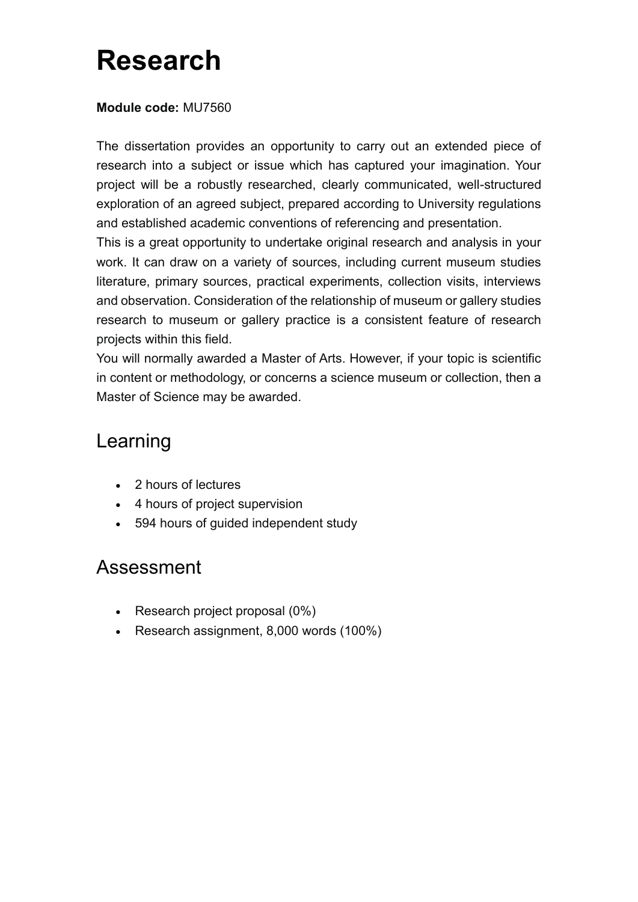# Research

**Module code:** MU7560

The dissertation provides an opportunity to carry out an extended piece of research into a subject or issue which has captured your imagination. Your project will be a robustly researched, clearly communicated, well-structured exploration of an agreed subject, prepared according to University regulations and established academic conventions of referencing and presentation.

This is a great opportunity to undertake original research and analysis in your work. It can draw on a variety of sources, including current museum studies literature, primary sources, practical experiments, collection visits, interviews and observation. Consideration of the relationship of museum or gallery studies research to museum or gallery practice is a consistent feature of research projects within this field.

You will normally awarded a Master of Arts. However, if your topic is scientific in content or methodology, or concerns a science museum or collection, then a Master of Science may be awarded.

## Learning

- 2 hours of lectures
- 4 hours of project supervision
- 594 hours of guided independent study

## Assessment

- Research project proposal (0%)
- Research assignment, 8,000 words (100%)